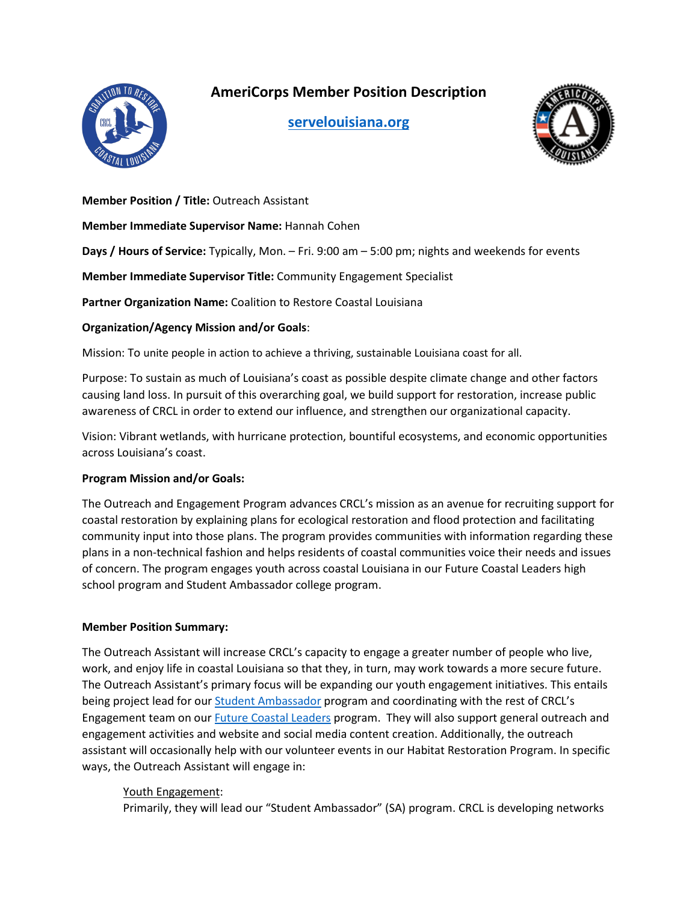# AmeriCorps Member Position Description

**[servelouisiana.org](servelouisiana.org)**

**Member Position / Title:** Outreach Assistant

**Member Immediate Supervisor Name:** Hannah Cohen

**Days / Hours of Service:** Typically, Mon. – Fri. 9:00 am – 5:00 pm; nights and weekends for events

**Member Immediate Supervisor Title:** Community Engagement Specialist

**Partner Organization Name:** Coalition to Restore Coastal Louisiana

**Organization/Agency Mission and/or Goals**:

Mission: To unite people in action to achieve a thriving, sustainable Louisiana coast for all.

Purpose: To sustain as much of Louisiana's coast as possible despite climate change and other factors causing land loss. In pursuit of this overarching goal, we build support for restoration, increase public awareness of CRCL in order to extend our influence, and strengthen our organizational capacity.

Vision: Vibrant wetlands, with hurricane protection, bountiful ecosystems, and economic opportunities across Louisiana's coast.

**Program Mission and/or Goals:**

The Outreach and Engagement Program advances CRCL's mission as an avenue for recruiting support for coastal restoration by explaining plans for ecological restoration and flood protection and facilitating community input into those plans. The program provides communities with information regarding these plans in a non-technical fashion and helps residents of coastal communities voice their needs and issues of concern. The program engages youth across coastal Louisiana in our Future Coastal Leaders high school program and Student Ambassador college program.

**Member Position Summary:**

The Outreach Assistant will increase CRCL's capacity to engage a greater number of people who live, work, and enjoy life in coastal Louisiana so that they, in turn, may work towards a more secure future. The Outreach Assistant's primary focus will be expanding our youth engagement initiatives. This entails being project lead for our Student Ambassador program and coordinating with the rest of CRCL's Engagement team on our Future Coastal Leaders program. They will also support general outreach and engagement activities and website and social media content creation. Additionally, the outreach assistant will occasionally help with our volunteer events in our Habitat Restoration Program. In specific ways, the Outreach Assistant will engage in:

Youth Engagement:
Primarily, they will lead our "Student Ambassador" (SA) program. CRCL is developing networks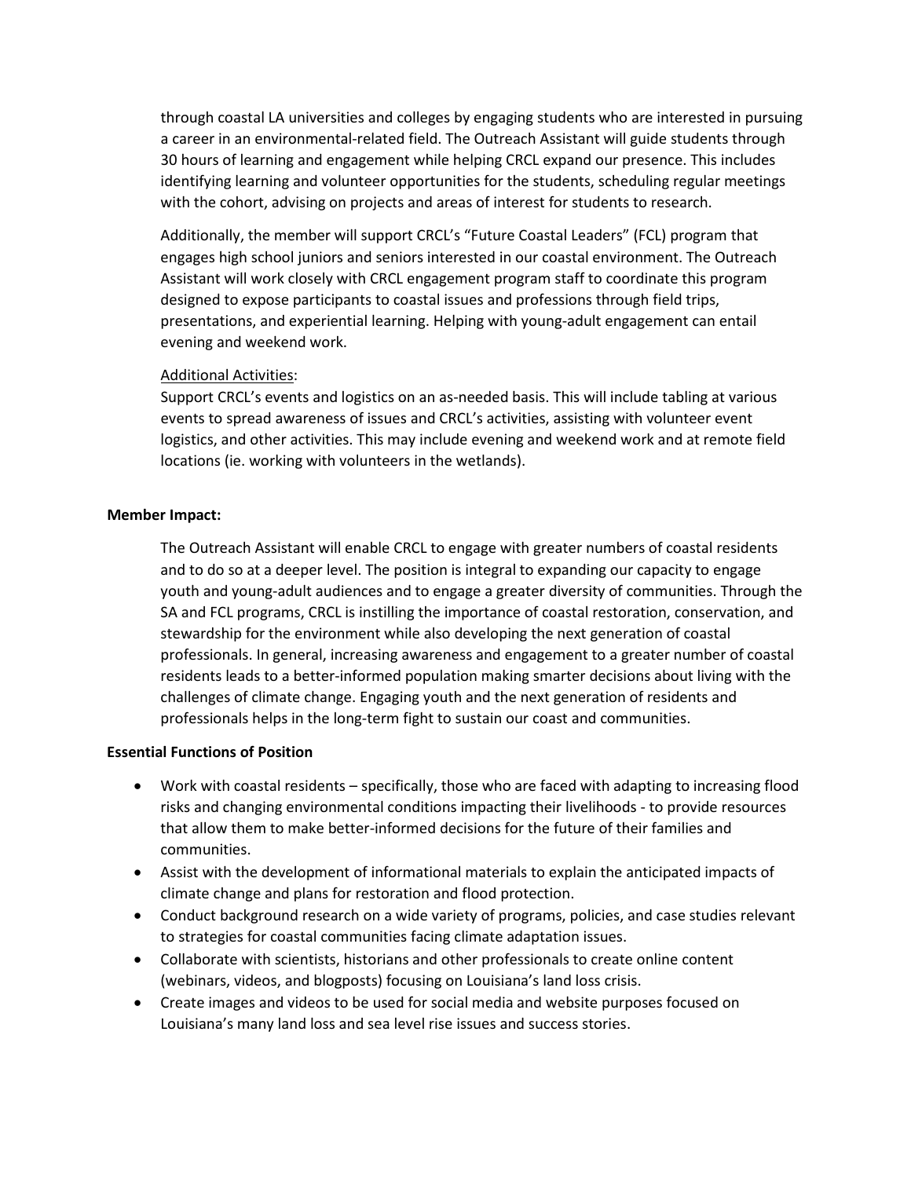through coastal LA universities and colleges by engaging students who are interested in pursuing a career in an environmental-related field. The Outreach Assistant will guide students through 30 hours of learning and engagement while helping CRCL expand our presence. This includes identifying learning and volunteer opportunities for the students, scheduling regular meetings with the cohort, advising on projects and areas of interest for students to research.

Additionally, the member will support CRCL's "Future Coastal Leaders" (FCL) program that engages high school juniors and seniors interested in our coastal environment. The Outreach Assistant will work closely with CRCL engagement program staff to coordinate this program designed to expose participants to coastal issues and professions through field trips, presentations, and experiential learning. Helping with young-adult engagement can entail evening and weekend work.

<u>Additional Activities</u>:
Support CRCL's events and logistics on an as-needed basis. This will include tabling at various events to spread awareness of issues and CRCL's activities, assisting with volunteer event logistics, and other activities. This may include evening and weekend work and at remote field locations (ie. working with volunteers in the wetlands).

**Member Impact:**

The Outreach Assistant will enable CRCL to engage with greater numbers of coastal residents and to do so at a deeper level. The position is integral to expanding our capacity to engage youth and young-adult audiences and to engage a greater diversity of communities. Through the SA and FCL programs, CRCL is instilling the importance of coastal restoration, conservation, and stewardship for the environment while also developing the next generation of coastal professionals. In general, increasing awareness and engagement to a greater number of coastal residents leads to a better-informed population making smarter decisions about living with the challenges of climate change. Engaging youth and the next generation of residents and professionals helps in the long-term fight to sustain our coast and communities.

**Essential Functions of Position**

- Work with coastal residents – specifically, those who are faced with adapting to increasing flood risks and changing environmental conditions impacting their livelihoods - to provide resources that allow them to make better-informed decisions for the future of their families and communities.
- Assist with the development of informational materials to explain the anticipated impacts of climate change and plans for restoration and flood protection.
- Conduct background research on a wide variety of programs, policies, and case studies relevant to strategies for coastal communities facing climate adaptation issues.
- Collaborate with scientists, historians and other professionals to create online content (webinars, videos, and blogposts) focusing on Louisiana's land loss crisis.
- Create images and videos to be used for social media and website purposes focused on Louisiana's many land loss and sea level rise issues and success stories.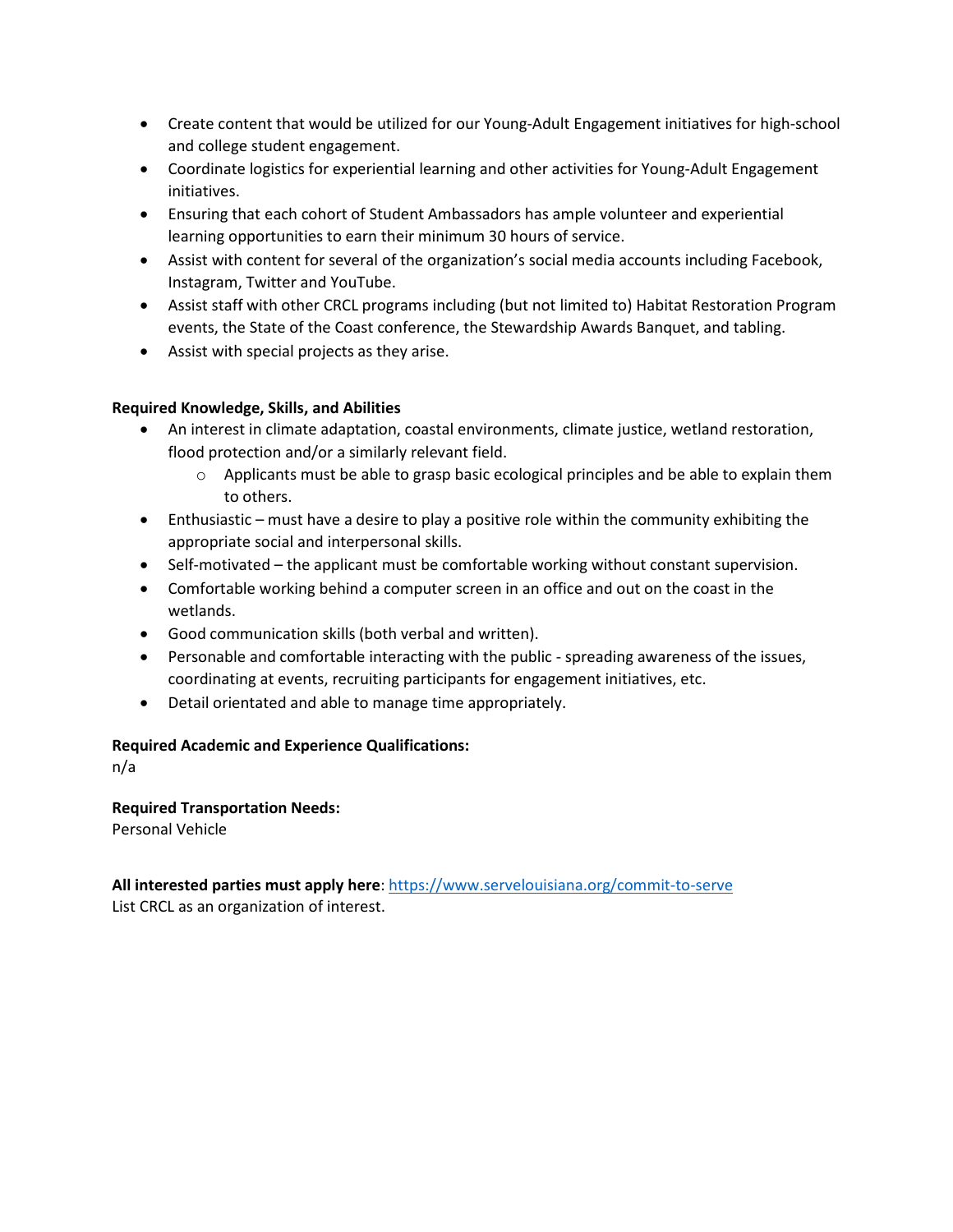- Create content that would be utilized for our Young-Adult Engagement initiatives for high-school and college student engagement.
- Coordinate logistics for experiential learning and other activities for Young-Adult Engagement initiatives.
- Ensuring that each cohort of Student Ambassadors has ample volunteer and experiential learning opportunities to earn their minimum 30 hours of service.
- Assist with content for several of the organization's social media accounts including Facebook, Instagram, Twitter and YouTube.
- Assist staff with other CRCL programs including (but not limited to) Habitat Restoration Program events, the State of the Coast conference, the Stewardship Awards Banquet, and tabling.
- Assist with special projects as they arise.

**Required Knowledge, Skills, and Abilities**

- An interest in climate adaptation, coastal environments, climate justice, wetland restoration, flood protection and/or a similarly relevant field.
  - Applicants must be able to grasp basic ecological principles and be able to explain them to others.
- Enthusiastic – must have a desire to play a positive role within the community exhibiting the appropriate social and interpersonal skills.
- Self-motivated – the applicant must be comfortable working without constant supervision.
- Comfortable working behind a computer screen in an office and out on the coast in the wetlands.
- Good communication skills (both verbal and written).
- Personable and comfortable interacting with the public - spreading awareness of the issues, coordinating at events, recruiting participants for engagement initiatives, etc.
- Detail orientated and able to manage time appropriately.

**Required Academic and Experience Qualifications:**
n/a

**Required Transportation Needs:**
Personal Vehicle

**All interested parties must apply here**: [https://www.servelouisiana.org/commit-to-serve](https://www.servelouisiana.org/commit-to-serve)
List CRCL as an organization of interest.